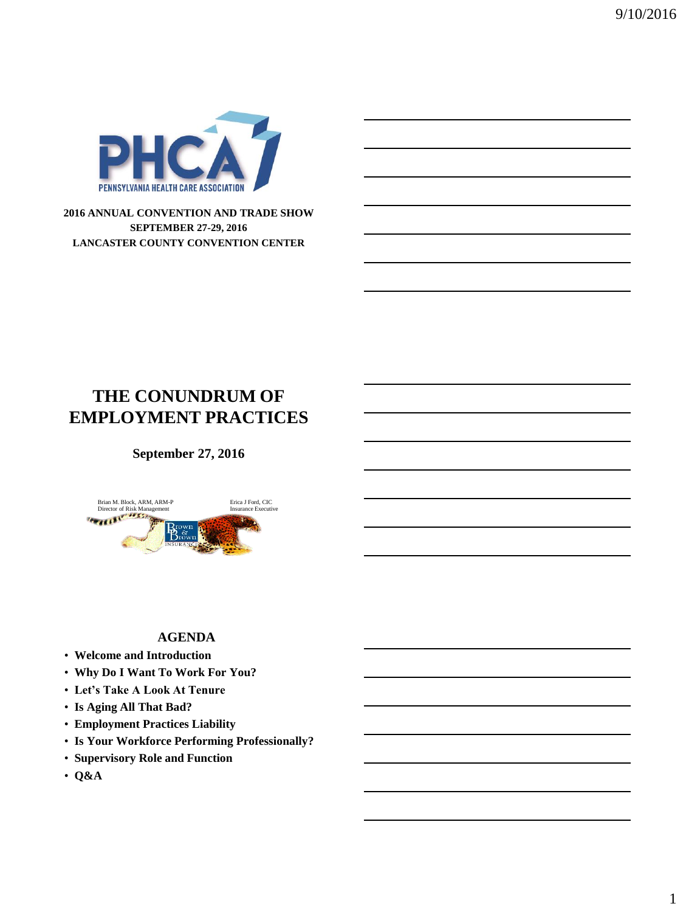PHCA

PENNSYLVANIA HEALTH CARE ASSOCIATION

**2016 ANNUAL CONVENTION AND TRADE SHOW**
**SEPTEMBER 27-29, 2016**
**LANCASTER COUNTY CONVENTION CENTER**

# THE CONUNDRUM OF EMPLOYMENT PRACTICES

**September 27, 2016**

Brian M. Block, ARM, ARM-P
Director of Risk Management

Erica J Ford, CIC
Insurance Executive

Brown & Brown INSURANCE

## AGENDA

- **Welcome and Introduction**
- **Why Do I Want To Work For You?**
- **Let's Take A Look At Tenure**
- **Is Aging All That Bad?**
- **Employment Practices Liability**
- **Is Your Workforce Performing Professionally?**
- **Supervisory Role and Function**
- **Q&A**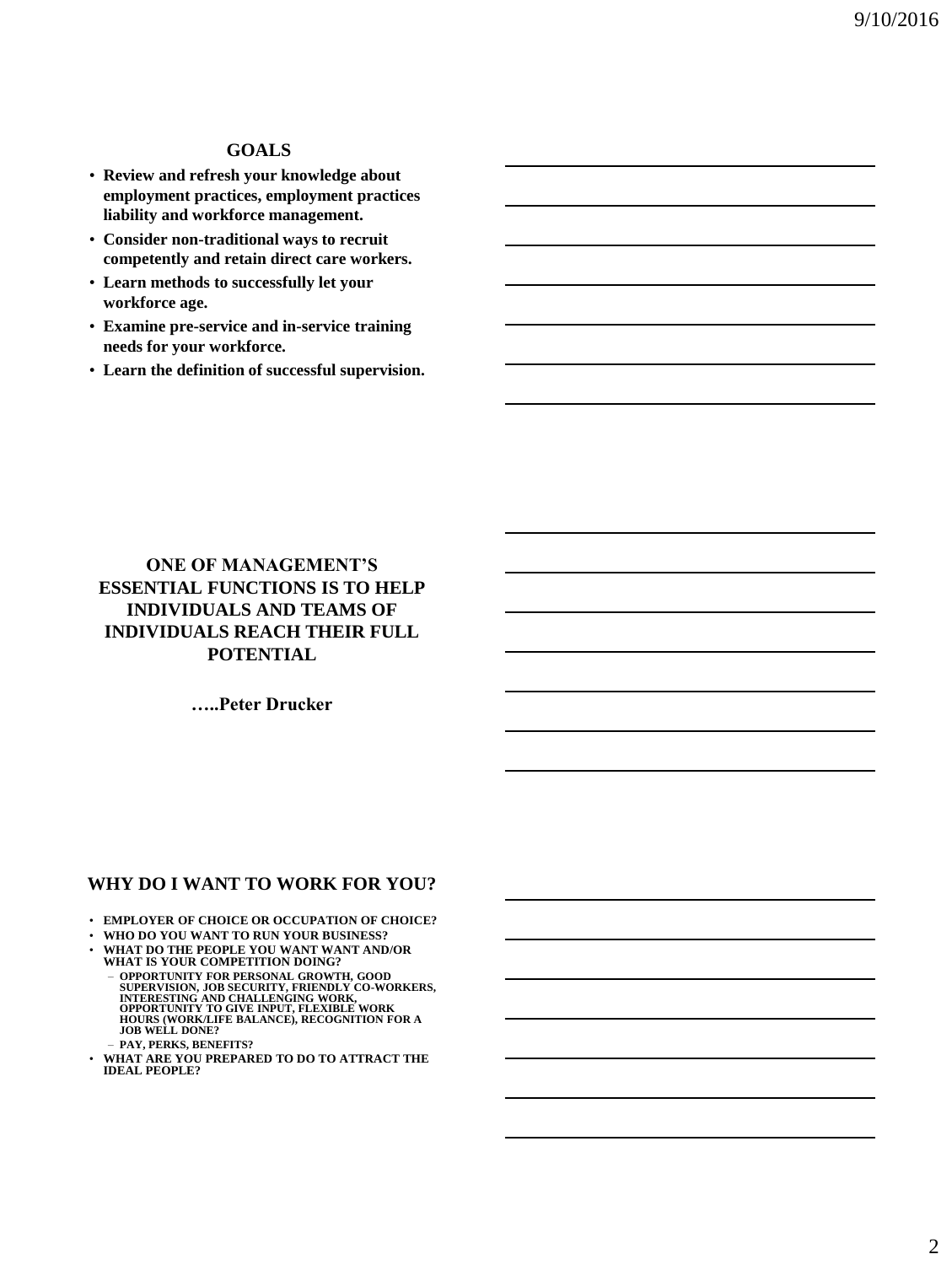## GOALS

- Review and refresh your knowledge about employment practices, employment practices liability and workforce management.
- Consider non-traditional ways to recruit competently and retain direct care workers.
- Learn methods to successfully let your workforce age.
- Examine pre-service and in-service training needs for your workforce.
- Learn the definition of successful supervision.

## ONE OF MANAGEMENT'S ESSENTIAL FUNCTIONS IS TO HELP INDIVIDUALS AND TEAMS OF INDIVIDUALS REACH THEIR FULL POTENTIAL

**…..Peter Drucker**

## WHY DO I WANT TO WORK FOR YOU?

- EMPLOYER OF CHOICE OR OCCUPATION OF CHOICE?
- WHO DO YOU WANT TO RUN YOUR BUSINESS?
- WHAT DO THE PEOPLE YOU WANT WANT AND/OR WHAT IS YOUR COMPETITION DOING?
  - OPPORTUNITY FOR PERSONAL GROWTH, GOOD SUPERVISION, JOB SECURITY, FRIENDLY CO-WORKERS, INTERESTING AND CHALLENGING WORK, OPPORTUNITY TO GIVE INPUT, FLEXIBLE WORK HOURS (WORK/LIFE BALANCE), RECOGNITION FOR A JOB WELL DONE?
  - PAY, PERKS, BENEFITS?
- WHAT ARE YOU PREPARED TO DO TO ATTRACT THE IDEAL PEOPLE?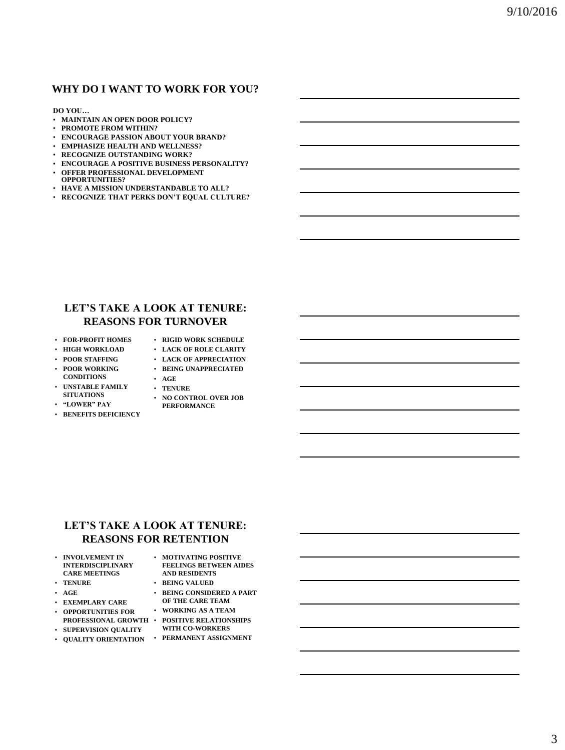## WHY DO I WANT TO WORK FOR YOU?

**DO YOU…**

- **MAINTAIN AN OPEN DOOR POLICY?**
- **PROMOTE FROM WITHIN?**
- **ENCOURAGE PASSION ABOUT YOUR BRAND?**
- **EMPHASIZE HEALTH AND WELLNESS?**
- **RECOGNIZE OUTSTANDING WORK?**
- **ENCOURAGE A POSITIVE BUSINESS PERSONALITY?**
- **OFFER PROFESSIONAL DEVELOPMENT OPPORTUNITIES?**
- **HAVE A MISSION UNDERSTANDABLE TO ALL?**
- **RECOGNIZE THAT PERKS DON'T EQUAL CULTURE?**

## LET'S TAKE A LOOK AT TENURE: REASONS FOR TURNOVER

- **FOR-PROFIT HOMES**
- **HIGH WORKLOAD**
- **POOR STAFFING**
- **POOR WORKING CONDITIONS**
- **UNSTABLE FAMILY SITUATIONS**
- **"LOWER" PAY**
- **BENEFITS DEFICIENCY**
- **RIGID WORK SCHEDULE**
- **LACK OF ROLE CLARITY**
- **LACK OF APPRECIATION**
- **BEING UNAPPRECIATED**
- **AGE**
- **TENURE**
- **NO CONTROL OVER JOB PERFORMANCE**

## LET'S TAKE A LOOK AT TENURE: REASONS FOR RETENTION

- **INVOLVEMENT IN INTERDISCIPLINARY CARE MEETINGS**
- **TENURE**
- **AGE**
- **EXEMPLARY CARE**
- **OPPORTUNITIES FOR PROFESSIONAL GROWTH**
- **SUPERVISION QUALITY**
- **QUALITY ORIENTATION**
- **MOTIVATING POSITIVE FEELINGS BETWEEN AIDES AND RESIDENTS**
- **BEING VALUED**
- **BEING CONSIDERED A PART OF THE CARE TEAM**
- **WORKING AS A TEAM**
- **POSITIVE RELATIONSHIPS WITH CO-WORKERS**
- **PERMANENT ASSIGNMENT**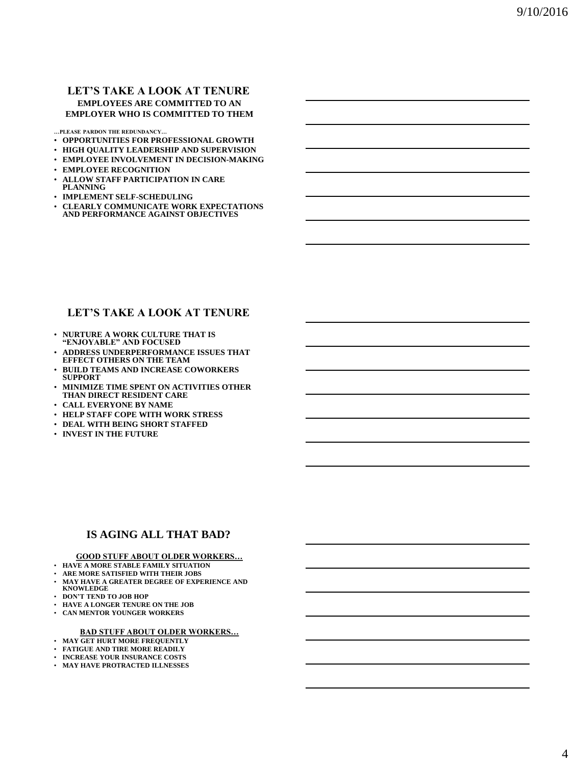## LET'S TAKE A LOOK AT TENURE

**EMPLOYEES ARE COMMITTED TO AN EMPLOYER WHO IS COMMITTED TO THEM**

…PLEASE PARDON THE REDUNDANCY…

- OPPORTUNITIES FOR PROFESSIONAL GROWTH
- HIGH QUALITY LEADERSHIP AND SUPERVISION
- EMPLOYEE INVOLVEMENT IN DECISION-MAKING
- EMPLOYEE RECOGNITION
- ALLOW STAFF PARTICIPATION IN CARE PLANNING
- IMPLEMENT SELF-SCHEDULING
- CLEARLY COMMUNICATE WORK EXPECTATIONS AND PERFORMANCE AGAINST OBJECTIVES

## LET'S TAKE A LOOK AT TENURE

- NURTURE A WORK CULTURE THAT IS "ENJOYABLE" AND FOCUSED
- ADDRESS UNDERPERFORMANCE ISSUES THAT EFFECT OTHERS ON THE TEAM
- BUILD TEAMS AND INCREASE COWORKERS SUPPORT
- MINIMIZE TIME SPENT ON ACTIVITIES OTHER THAN DIRECT RESIDENT CARE
- CALL EVERYONE BY NAME
- HELP STAFF COPE WITH WORK STRESS
- DEAL WITH BEING SHORT STAFFED
- INVEST IN THE FUTURE

## IS AGING ALL THAT BAD?

**GOOD STUFF ABOUT OLDER WORKERS…**

- HAVE A MORE STABLE FAMILY SITUATION
- ARE MORE SATISFIED WITH THEIR JOBS
- MAY HAVE A GREATER DEGREE OF EXPERIENCE AND KNOWLEDGE
- DON'T TEND TO JOB HOP
- HAVE A LONGER TENURE ON THE JOB
- CAN MENTOR YOUNGER WORKERS

**BAD STUFF ABOUT OLDER WORKERS…**

- MAY GET HURT MORE FREQUENTLY
- FATIGUE AND TIRE MORE READILY
- INCREASE YOUR INSURANCE COSTS
- MAY HAVE PROTRACTED ILLNESSES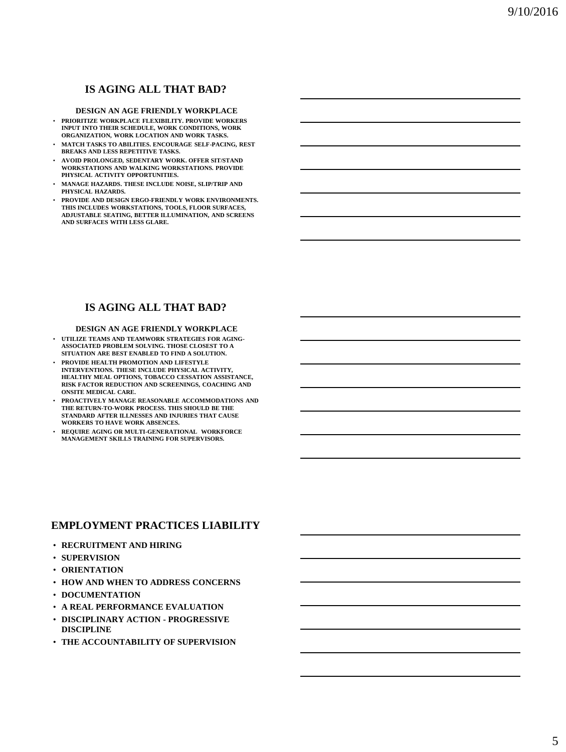## IS AGING ALL THAT BAD?

**DESIGN AN AGE FRIENDLY WORKPLACE**

- PRIORITIZE WORKPLACE FLEXIBILITY. PROVIDE WORKERS INPUT INTO THEIR SCHEDULE, WORK CONDITIONS, WORK ORGANIZATION, WORK LOCATION AND WORK TASKS.
- MATCH TASKS TO ABILITIES. ENCOURAGE SELF-PACING, REST BREAKS AND LESS REPETITIVE TASKS.
- AVOID PROLONGED, SEDENTARY WORK. OFFER SIT/STAND WORKSTATIONS AND WALKING WORKSTATIONS. PROVIDE PHYSICAL ACTIVITY OPPORTUNITIES.
- MANAGE HAZARDS. THESE INCLUDE NOISE, SLIP/TRIP AND PHYSICAL HAZARDS.
- PROVIDE AND DESIGN ERGO-FRIENDLY WORK ENVIRONMENTS. THIS INCLUDES WORKSTATIONS, TOOLS, FLOOR SURFACES, ADJUSTABLE SEATING, BETTER ILLUMINATION, AND SCREENS AND SURFACES WITH LESS GLARE.

## IS AGING ALL THAT BAD?

**DESIGN AN AGE FRIENDLY WORKPLACE**

- UTILIZE TEAMS AND TEAMWORK STRATEGIES FOR AGING-ASSOCIATED PROBLEM SOLVING. THOSE CLOSEST TO A SITUATION ARE BEST ENABLED TO FIND A SOLUTION.
- PROVIDE HEALTH PROMOTION AND LIFESTYLE INTERVENTIONS. THESE INCLUDE PHYSICAL ACTIVITY, HEALTHY MEAL OPTIONS, TOBACCO CESSATION ASSISTANCE, RISK FACTOR REDUCTION AND SCREENINGS, COACHING AND ONSITE MEDICAL CARE.
- PROACTIVELY MANAGE REASONABLE ACCOMMODATIONS AND THE RETURN-TO-WORK PROCESS. THIS SHOULD BE THE STANDARD AFTER ILLNESSES AND INJURIES THAT CAUSE WORKERS TO HAVE WORK ABSENCES.
- REQUIRE AGING OR MULTI-GENERATIONAL WORKFORCE MANAGEMENT SKILLS TRAINING FOR SUPERVISORS.

## EMPLOYMENT PRACTICES LIABILITY

- RECRUITMENT AND HIRING
- SUPERVISION
- ORIENTATION
- HOW AND WHEN TO ADDRESS CONCERNS
- DOCUMENTATION
- A REAL PERFORMANCE EVALUATION
- DISCIPLINARY ACTION - PROGRESSIVE DISCIPLINE
- THE ACCOUNTABILITY OF SUPERVISION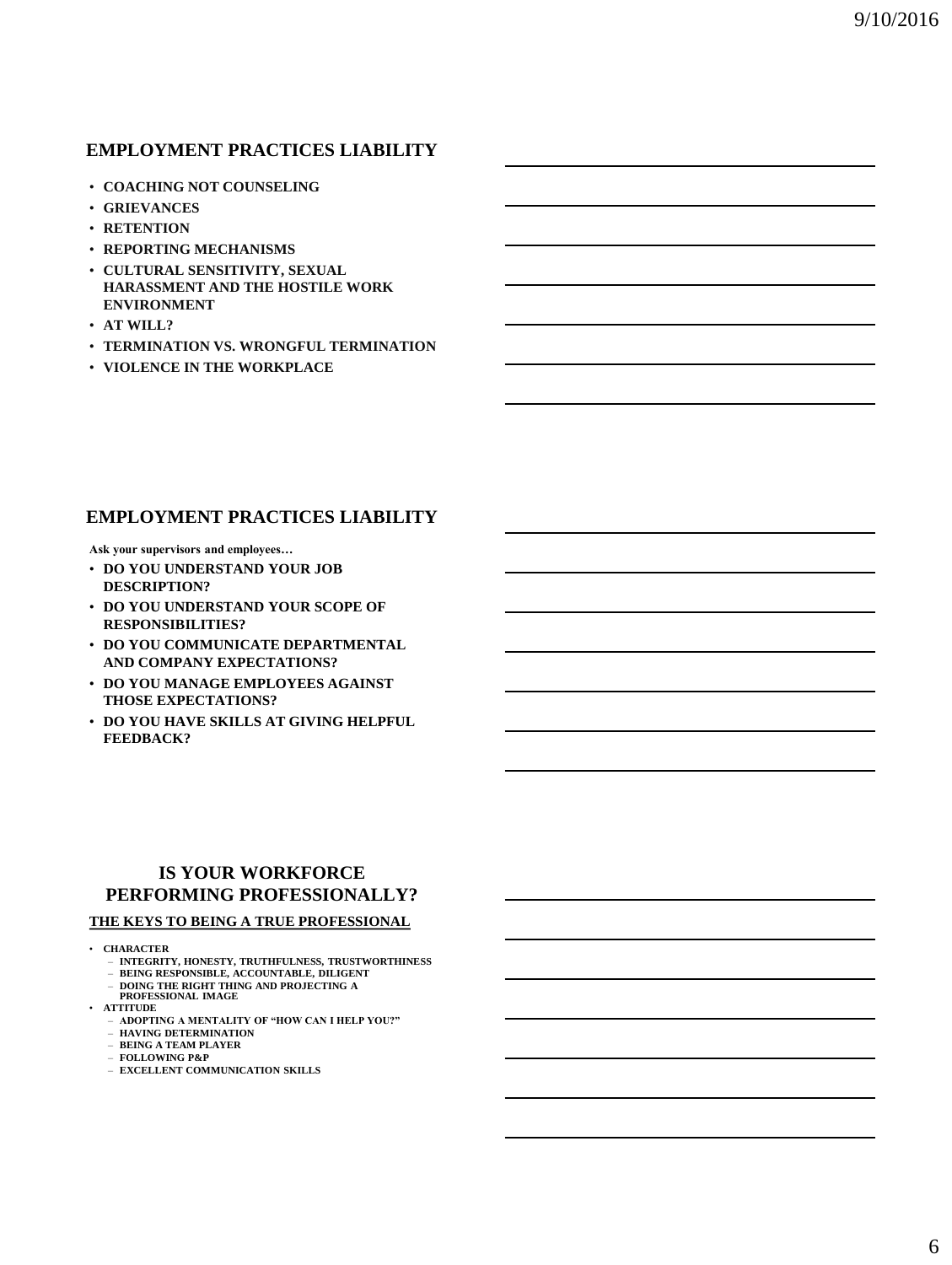## EMPLOYMENT PRACTICES LIABILITY

- COACHING NOT COUNSELING
- GRIEVANCES
- RETENTION
- REPORTING MECHANISMS
- CULTURAL SENSITIVITY, SEXUAL HARASSMENT AND THE HOSTILE WORK ENVIRONMENT
- AT WILL?
- TERMINATION VS. WRONGFUL TERMINATION
- VIOLENCE IN THE WORKPLACE

## EMPLOYMENT PRACTICES LIABILITY

**Ask your supervisors and employees…**

- DO YOU UNDERSTAND YOUR JOB DESCRIPTION?
- DO YOU UNDERSTAND YOUR SCOPE OF RESPONSIBILITIES?
- DO YOU COMMUNICATE DEPARTMENTAL AND COMPANY EXPECTATIONS?
- DO YOU MANAGE EMPLOYEES AGAINST THOSE EXPECTATIONS?
- DO YOU HAVE SKILLS AT GIVING HELPFUL FEEDBACK?

## IS YOUR WORKFORCE PERFORMING PROFESSIONALLY?

**THE KEYS TO BEING A TRUE PROFESSIONAL**

- CHARACTER
  - INTEGRITY, HONESTY, TRUTHFULNESS, TRUSTWORTHINESS
  - BEING RESPONSIBLE, ACCOUNTABLE, DILIGENT
  - DOING THE RIGHT THING AND PROJECTING A PROFESSIONAL IMAGE
- ATTITUDE
  - ADOPTING A MENTALITY OF "HOW CAN I HELP YOU?"
  - HAVING DETERMINATION
  - BEING A TEAM PLAYER
  - FOLLOWING P&P
  - EXCELLENT COMMUNICATION SKILLS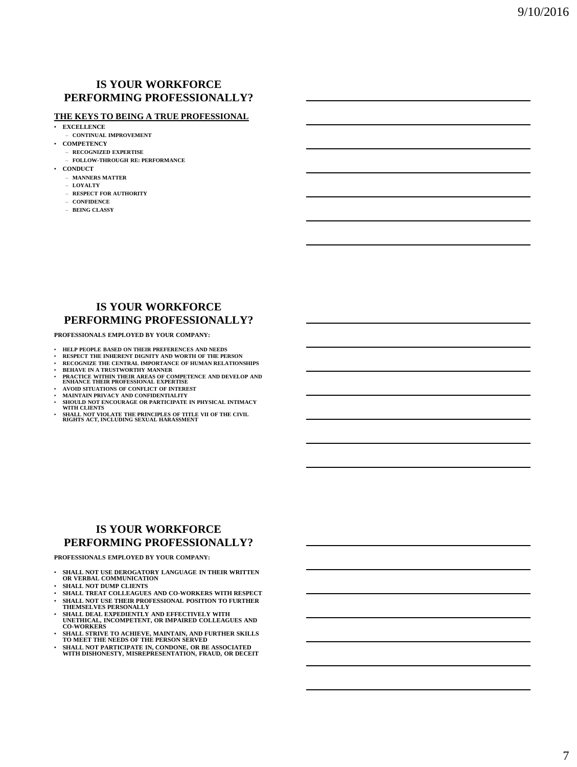## IS YOUR WORKFORCE PERFORMING PROFESSIONALLY?

**THE KEYS TO BEING A TRUE PROFESSIONAL**

- **EXCELLENCE**
  - CONTINUAL IMPROVEMENT
- **COMPETENCY**
  - RECOGNIZED EXPERTISE
  - FOLLOW-THROUGH RE: PERFORMANCE
- **CONDUCT**
  - MANNERS MATTER
  - LOYALTY
  - RESPECT FOR AUTHORITY
  - CONFIDENCE
  - BEING CLASSY

## IS YOUR WORKFORCE PERFORMING PROFESSIONALLY?

**PROFESSIONALS EMPLOYED BY YOUR COMPANY:**

- HELP PEOPLE BASED ON THEIR PREFERENCES AND NEEDS
- RESPECT THE INHERENT DIGNITY AND WORTH OF THE PERSON
- RECOGNIZE THE CENTRAL IMPORTANCE OF HUMAN RELATIONSHIPS
- BEHAVE IN A TRUSTWORTHY MANNER
- PRACTICE WITHIN THEIR AREAS OF COMPETENCE AND DEVELOP AND ENHANCE THEIR PROFESSIONAL EXPERTISE
- AVOID SITUATIONS OF CONFLICT OF INTEREST
- MAINTAIN PRIVACY AND CONFIDENTIALITY
- SHOULD NOT ENCOURAGE OR PARTICIPATE IN PHYSICAL INTIMACY WITH CLIENTS
- SHALL NOT VIOLATE THE PRINCIPLES OF TITLE VII OF THE CIVIL RIGHTS ACT, INCLUDING SEXUAL HARASSMENT

## IS YOUR WORKFORCE PERFORMING PROFESSIONALLY?

**PROFESSIONALS EMPLOYED BY YOUR COMPANY:**

- SHALL NOT USE DEROGATORY LANGUAGE IN THEIR WRITTEN OR VERBAL COMMUNICATION
- SHALL NOT DUMP CLIENTS
- SHALL TREAT COLLEAGUES AND CO-WORKERS WITH RESPECT
- SHALL NOT USE THEIR PROFESSIONAL POSITION TO FURTHER THEMSELVES PERSONALLY
- SHALL DEAL EXPEDIENTLY AND EFFECTIVELY WITH UNETHICAL, INCOMPETENT, OR IMPAIRED COLLEAGUES AND CO-WORKERS
- SHALL STRIVE TO ACHIEVE, MAINTAIN, AND FURTHER SKILLS TO MEET THE NEEDS OF THE PERSON SERVED
- SHALL NOT PARTICIPATE IN, CONDONE, OR BE ASSOCIATED WITH DISHONESTY, MISREPRESENTATION, FRAUD, OR DECEIT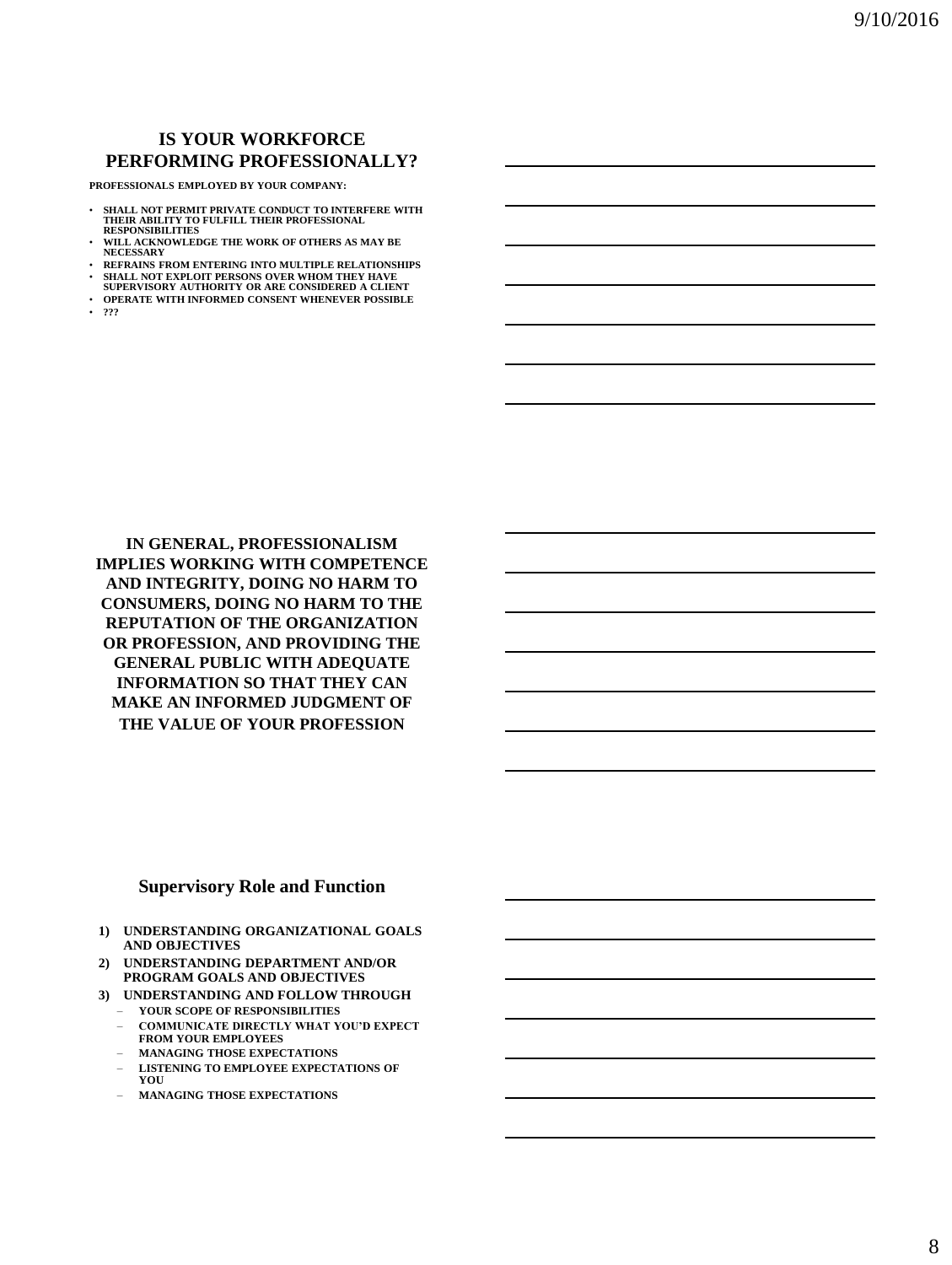## IS YOUR WORKFORCE PERFORMING PROFESSIONALLY?

**PROFESSIONALS EMPLOYED BY YOUR COMPANY:**

- **SHALL NOT PERMIT PRIVATE CONDUCT TO INTERFERE WITH THEIR ABILITY TO FULFILL THEIR PROFESSIONAL RESPONSIBILITIES**
- **WILL ACKNOWLEDGE THE WORK OF OTHERS AS MAY BE NECESSARY**
- **REFRAINS FROM ENTERING INTO MULTIPLE RELATIONSHIPS**
- **SHALL NOT EXPLOIT PERSONS OVER WHOM THEY HAVE SUPERVISORY AUTHORITY OR ARE CONSIDERED A CLIENT**
- **OPERATE WITH INFORMED CONSENT WHENEVER POSSIBLE**
- **???**

**IN GENERAL, PROFESSIONALISM IMPLIES WORKING WITH COMPETENCE AND INTEGRITY, DOING NO HARM TO CONSUMERS, DOING NO HARM TO THE REPUTATION OF THE ORGANIZATION OR PROFESSION, AND PROVIDING THE GENERAL PUBLIC WITH ADEQUATE INFORMATION SO THAT THEY CAN MAKE AN INFORMED JUDGMENT OF THE VALUE OF YOUR PROFESSION**

## Supervisory Role and Function

1) **UNDERSTANDING ORGANIZATIONAL GOALS AND OBJECTIVES**
2) **UNDERSTANDING DEPARTMENT AND/OR PROGRAM GOALS AND OBJECTIVES**
3) **UNDERSTANDING AND FOLLOW THROUGH**
   - **YOUR SCOPE OF RESPONSIBILITIES**
   - **COMMUNICATE DIRECTLY WHAT YOU'D EXPECT FROM YOUR EMPLOYEES**
   - **MANAGING THOSE EXPECTATIONS**
   - **LISTENING TO EMPLOYEE EXPECTATIONS OF YOU**
   - **MANAGING THOSE EXPECTATIONS**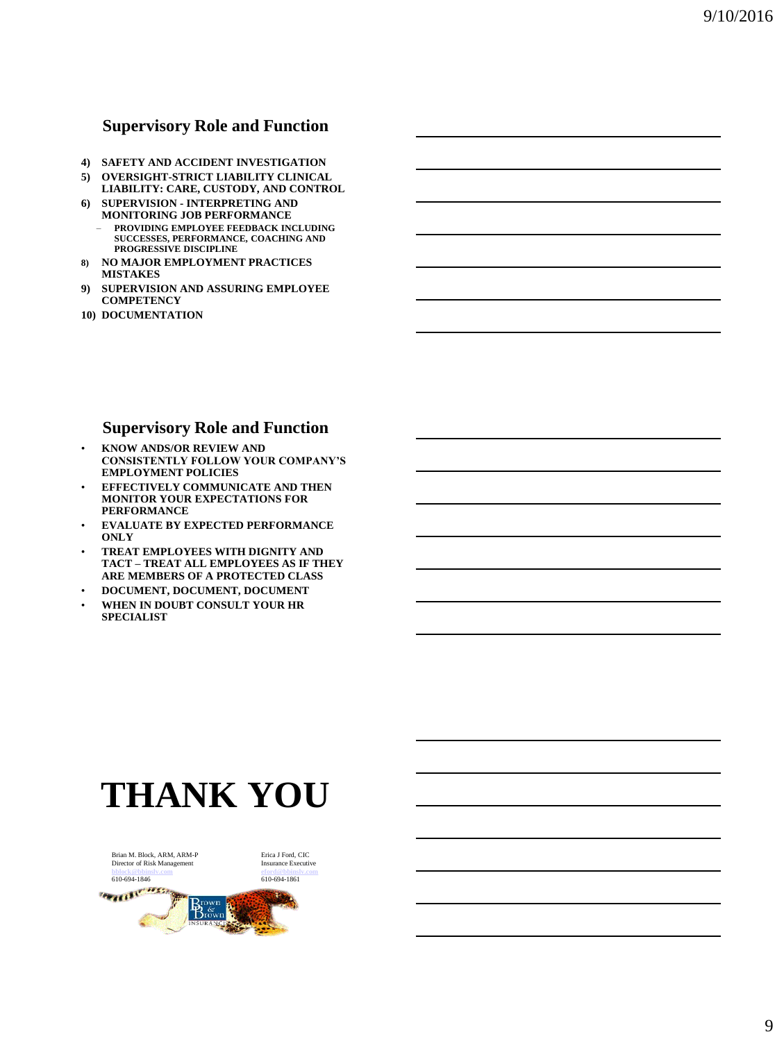## Supervisory Role and Function

4) SAFETY AND ACCIDENT INVESTIGATION
5) OVERSIGHT-STRICT LIABILITY CLINICAL LIABILITY: CARE, CUSTODY, AND CONTROL
6) SUPERVISION - INTERPRETING AND MONITORING JOB PERFORMANCE
   - PROVIDING EMPLOYEE FEEDBACK INCLUDING SUCCESSES, PERFORMANCE, COACHING AND PROGRESSIVE DISCIPLINE
8) NO MAJOR EMPLOYMENT PRACTICES MISTAKES
9) SUPERVISION AND ASSURING EMPLOYEE COMPETENCY
10) DOCUMENTATION

## Supervisory Role and Function

- KNOW ANDS/OR REVIEW AND CONSISTENTLY FOLLOW YOUR COMPANY'S EMPLOYMENT POLICIES
- EFFECTIVELY COMMUNICATE AND THEN MONITOR YOUR EXPECTATIONS FOR PERFORMANCE
- EVALUATE BY EXPECTED PERFORMANCE ONLY
- TREAT EMPLOYEES WITH DIGNITY AND TACT – TREAT ALL EMPLOYEES AS IF THEY ARE MEMBERS OF A PROTECTED CLASS
- DOCUMENT, DOCUMENT, DOCUMENT
- WHEN IN DOUBT CONSULT YOUR HR SPECIALIST

# THANK YOU

Brian M. Block, ARM, ARM-P
Director of Risk Management
bblock@bbinsly.com
610-694-1846

Erica J Ford, CIC
Insurance Executive
eford@bbinsly.com
610-694-1861

Brown & Brown INSURANCE